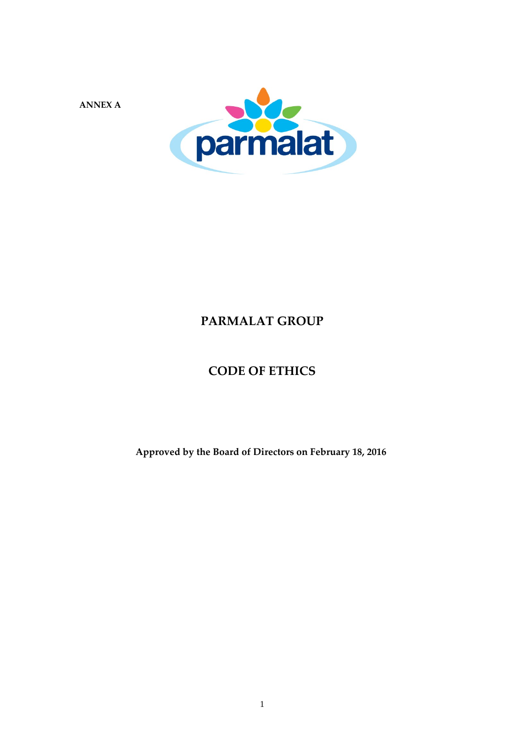**ANNEX A**

parmalat

# PARMALAT GROUP

# CODE OF ETHICS

**Approved by the Board of Directors on February 18, 2016**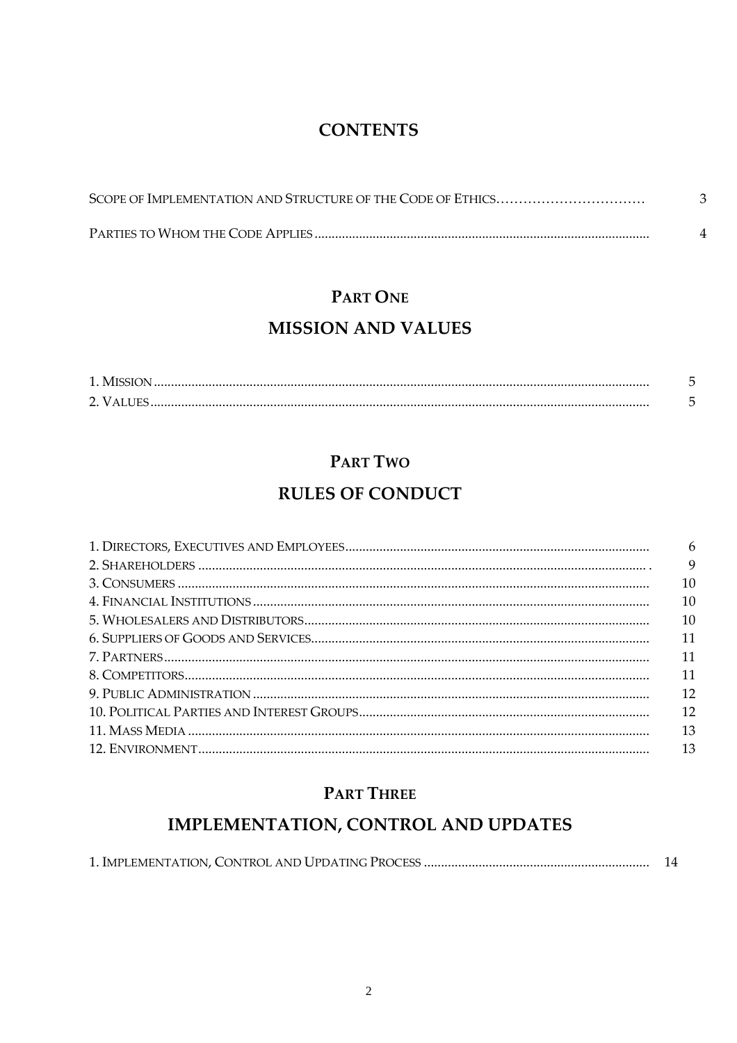# CONTENTS

SCOPE OF IMPLEMENTATION AND STRUCTURE OF THE CODE OF ETHICS ................................ 3

PARTIES TO WHOM THE CODE APPLIES ................................ 4

## PART ONE

## MISSION AND VALUES

1. MISSION ................................ 5
2. VALUES ................................ 5

## PART TWO

## RULES OF CONDUCT

1. DIRECTORS, EXECUTIVES AND EMPLOYEES ................................ 6
2. SHAREHOLDERS ................................ 9
3. CONSUMERS ................................ 10
4. FINANCIAL INSTITUTIONS ................................ 10
5. WHOLESALERS AND DISTRIBUTORS ................................ 10
6. SUPPLIERS OF GOODS AND SERVICES ................................ 11
7. PARTNERS ................................ 11
8. COMPETITORS ................................ 11
9. PUBLIC ADMINISTRATION ................................ 12
10. POLITICAL PARTIES AND INTEREST GROUPS ................................ 12
11. MASS MEDIA ................................ 13
12. ENVIRONMENT ................................ 13

## PART THREE

## IMPLEMENTATION, CONTROL AND UPDATES

1. IMPLEMENTATION, CONTROL AND UPDATING PROCESS ................................ 14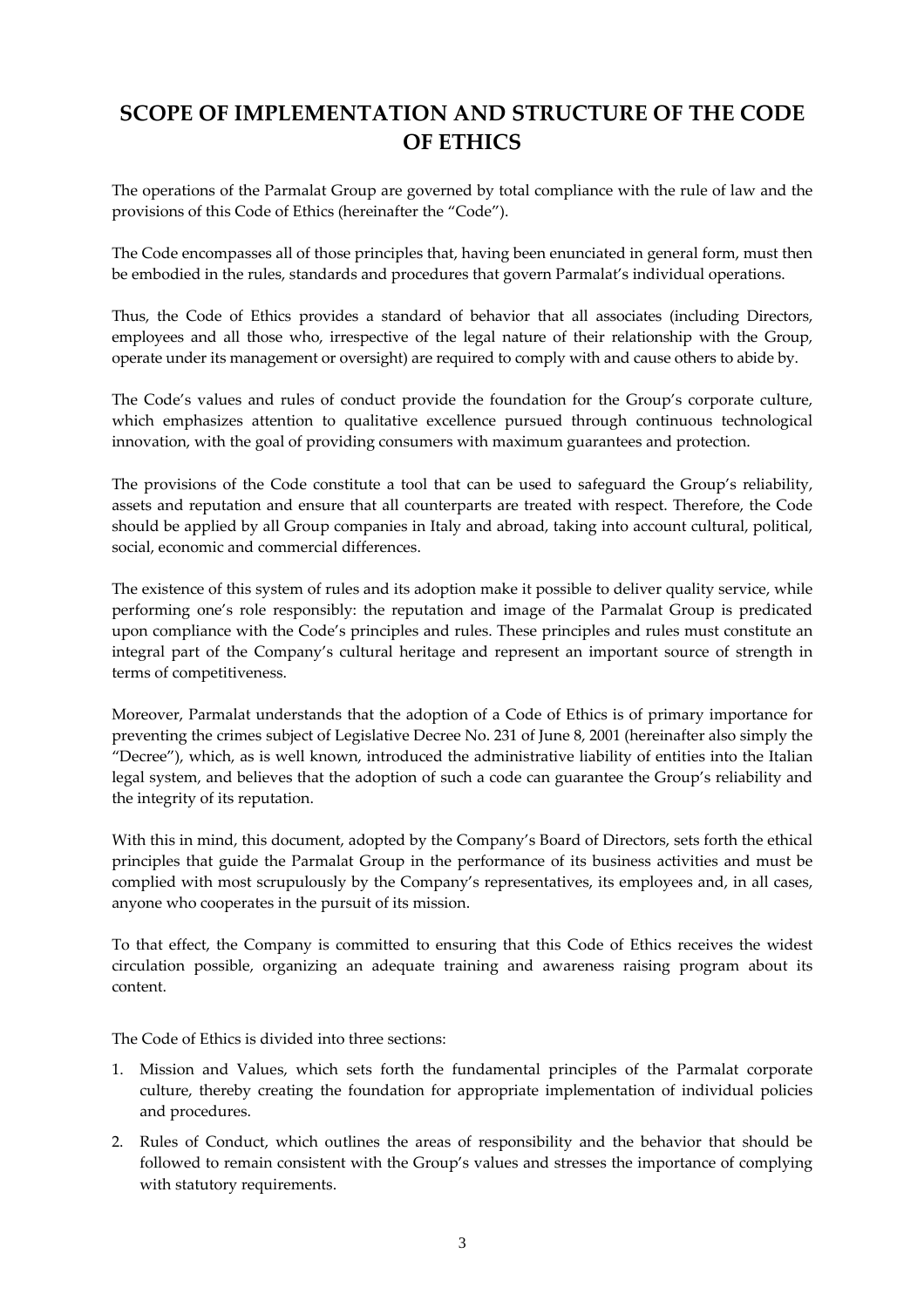# SCOPE OF IMPLEMENTATION AND STRUCTURE OF THE CODE OF ETHICS

The operations of the Parmalat Group are governed by total compliance with the rule of law and the provisions of this Code of Ethics (hereinafter the "Code").

The Code encompasses all of those principles that, having been enunciated in general form, must then be embodied in the rules, standards and procedures that govern Parmalat's individual operations.

Thus, the Code of Ethics provides a standard of behavior that all associates (including Directors, employees and all those who, irrespective of the legal nature of their relationship with the Group, operate under its management or oversight) are required to comply with and cause others to abide by.

The Code's values and rules of conduct provide the foundation for the Group's corporate culture, which emphasizes attention to qualitative excellence pursued through continuous technological innovation, with the goal of providing consumers with maximum guarantees and protection.

The provisions of the Code constitute a tool that can be used to safeguard the Group's reliability, assets and reputation and ensure that all counterparts are treated with respect. Therefore, the Code should be applied by all Group companies in Italy and abroad, taking into account cultural, political, social, economic and commercial differences.

The existence of this system of rules and its adoption make it possible to deliver quality service, while performing one's role responsibly: the reputation and image of the Parmalat Group is predicated upon compliance with the Code's principles and rules. These principles and rules must constitute an integral part of the Company's cultural heritage and represent an important source of strength in terms of competitiveness.

Moreover, Parmalat understands that the adoption of a Code of Ethics is of primary importance for preventing the crimes subject of Legislative Decree No. 231 of June 8, 2001 (hereinafter also simply the "Decree"), which, as is well known, introduced the administrative liability of entities into the Italian legal system, and believes that the adoption of such a code can guarantee the Group's reliability and the integrity of its reputation.

With this in mind, this document, adopted by the Company's Board of Directors, sets forth the ethical principles that guide the Parmalat Group in the performance of its business activities and must be complied with most scrupulously by the Company's representatives, its employees and, in all cases, anyone who cooperates in the pursuit of its mission.

To that effect, the Company is committed to ensuring that this Code of Ethics receives the widest circulation possible, organizing an adequate training and awareness raising program about its content.

The Code of Ethics is divided into three sections:

1. Mission and Values, which sets forth the fundamental principles of the Parmalat corporate culture, thereby creating the foundation for appropriate implementation of individual policies and procedures.
2. Rules of Conduct, which outlines the areas of responsibility and the behavior that should be followed to remain consistent with the Group's values and stresses the importance of complying with statutory requirements.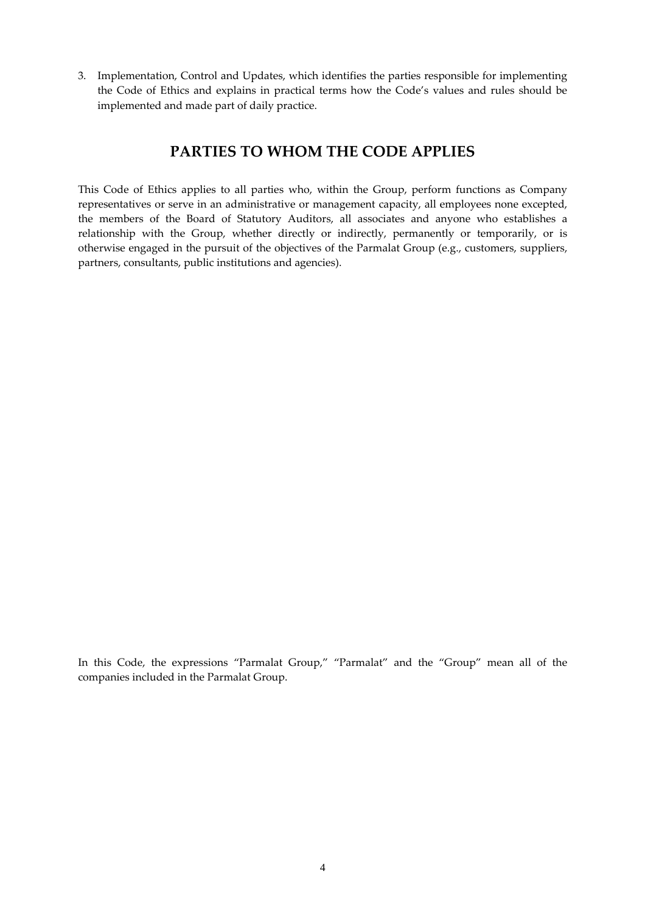3. Implementation, Control and Updates, which identifies the parties responsible for implementing the Code of Ethics and explains in practical terms how the Code's values and rules should be implemented and made part of daily practice.

## PARTIES TO WHOM THE CODE APPLIES

This Code of Ethics applies to all parties who, within the Group, perform functions as Company representatives or serve in an administrative or management capacity, all employees none excepted, the members of the Board of Statutory Auditors, all associates and anyone who establishes a relationship with the Group, whether directly or indirectly, permanently or temporarily, or is otherwise engaged in the pursuit of the objectives of the Parmalat Group (e.g., customers, suppliers, partners, consultants, public institutions and agencies).

In this Code, the expressions "Parmalat Group," "Parmalat" and the "Group" mean all of the companies included in the Parmalat Group.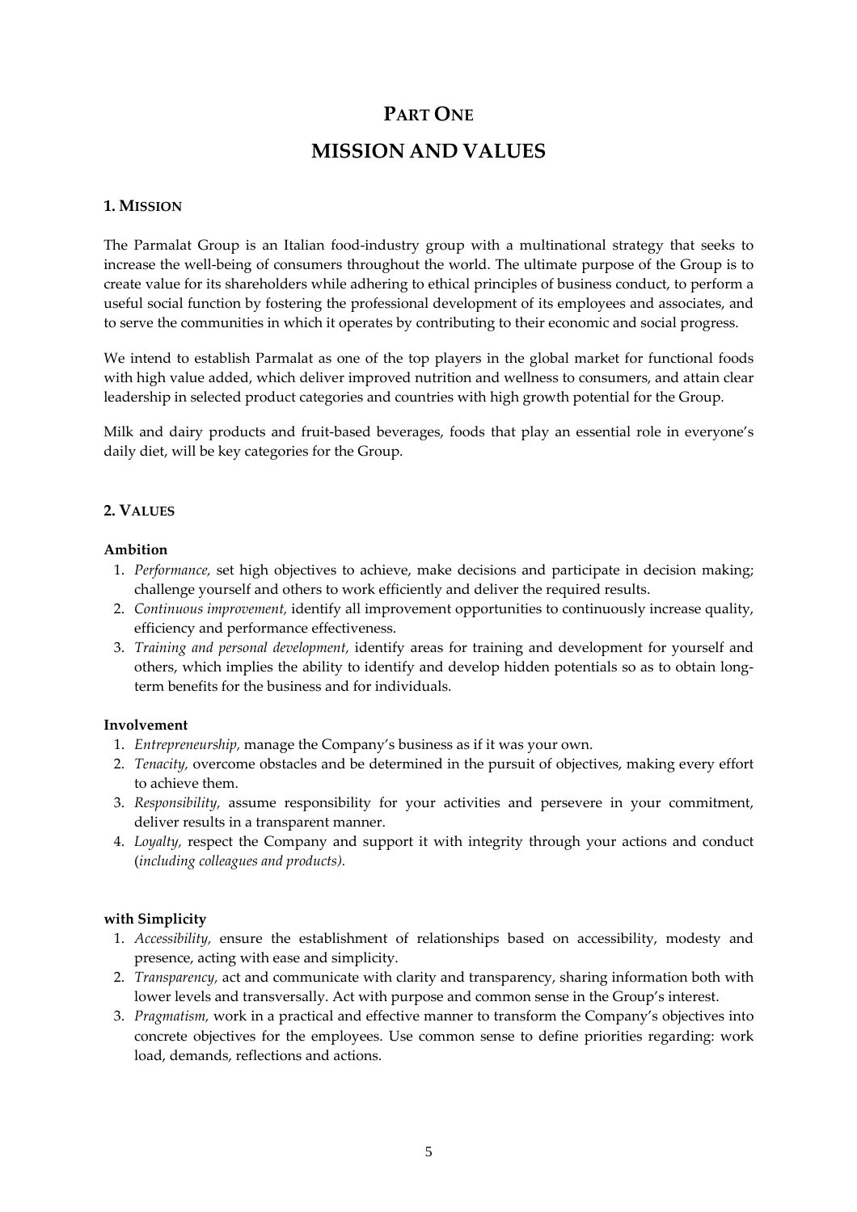# PART ONE

# MISSION AND VALUES

## 1. MISSION

The Parmalat Group is an Italian food-industry group with a multinational strategy that seeks to increase the well-being of consumers throughout the world. The ultimate purpose of the Group is to create value for its shareholders while adhering to ethical principles of business conduct, to perform a useful social function by fostering the professional development of its employees and associates, and to serve the communities in which it operates by contributing to their economic and social progress.

We intend to establish Parmalat as one of the top players in the global market for functional foods with high value added, which deliver improved nutrition and wellness to consumers, and attain clear leadership in selected product categories and countries with high growth potential for the Group.

Milk and dairy products and fruit-based beverages, foods that play an essential role in everyone's daily diet, will be key categories for the Group.

## 2. VALUES

**Ambition**

1. *Performance,* set high objectives to achieve, make decisions and participate in decision making; challenge yourself and others to work efficiently and deliver the required results.
2. *Continuous improvement,* identify all improvement opportunities to continuously increase quality, efficiency and performance effectiveness.
3. *Training and personal development,* identify areas for training and development for yourself and others, which implies the ability to identify and develop hidden potentials so as to obtain long-term benefits for the business and for individuals.

**Involvement**

1. *Entrepreneurship,* manage the Company's business as if it was your own.
2. *Tenacity,* overcome obstacles and be determined in the pursuit of objectives, making every effort to achieve them.
3. *Responsibility,* assume responsibility for your activities and persevere in your commitment, deliver results in a transparent manner.
4. *Loyalty,* respect the Company and support it with integrity through your actions and conduct (*including colleagues and products).*

**with Simplicity**

1. *Accessibility,* ensure the establishment of relationships based on accessibility, modesty and presence, acting with ease and simplicity.
2. *Transparency,* act and communicate with clarity and transparency, sharing information both with lower levels and transversally. Act with purpose and common sense in the Group's interest.
3. *Pragmatism,* work in a practical and effective manner to transform the Company's objectives into concrete objectives for the employees. Use common sense to define priorities regarding: work load, demands, reflections and actions.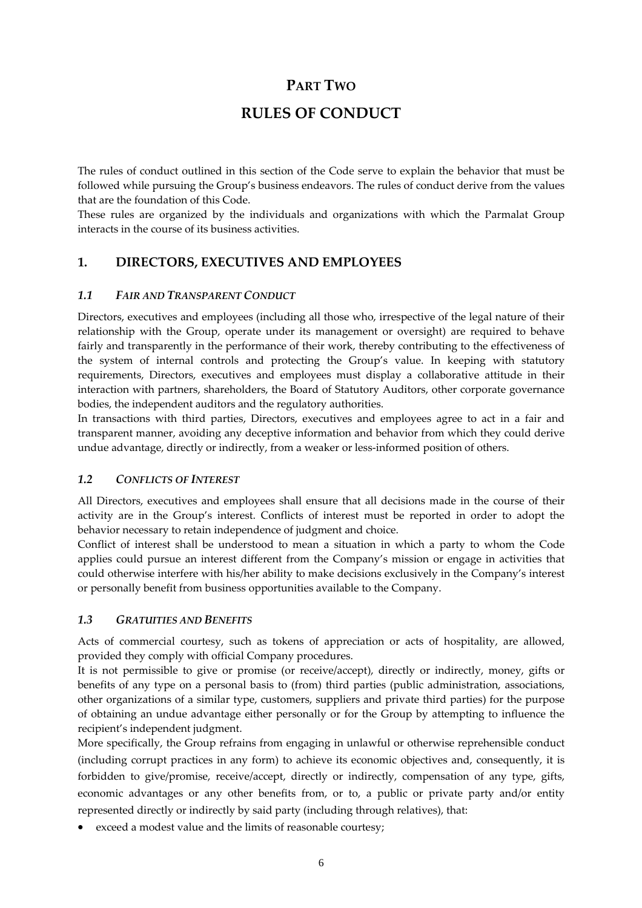# PART TWO

# RULES OF CONDUCT

The rules of conduct outlined in this section of the Code serve to explain the behavior that must be followed while pursuing the Group's business endeavors. The rules of conduct derive from the values that are the foundation of this Code.

These rules are organized by the individuals and organizations with which the Parmalat Group interacts in the course of its business activities.

## 1. DIRECTORS, EXECUTIVES AND EMPLOYEES

### *1.1 FAIR AND TRANSPARENT CONDUCT*

Directors, executives and employees (including all those who, irrespective of the legal nature of their relationship with the Group, operate under its management or oversight) are required to behave fairly and transparently in the performance of their work, thereby contributing to the effectiveness of the system of internal controls and protecting the Group's value. In keeping with statutory requirements, Directors, executives and employees must display a collaborative attitude in their interaction with partners, shareholders, the Board of Statutory Auditors, other corporate governance bodies, the independent auditors and the regulatory authorities.

In transactions with third parties, Directors, executives and employees agree to act in a fair and transparent manner, avoiding any deceptive information and behavior from which they could derive undue advantage, directly or indirectly, from a weaker or less-informed position of others.

### *1.2 CONFLICTS OF INTEREST*

All Directors, executives and employees shall ensure that all decisions made in the course of their activity are in the Group's interest. Conflicts of interest must be reported in order to adopt the behavior necessary to retain independence of judgment and choice.

Conflict of interest shall be understood to mean a situation in which a party to whom the Code applies could pursue an interest different from the Company's mission or engage in activities that could otherwise interfere with his/her ability to make decisions exclusively in the Company's interest or personally benefit from business opportunities available to the Company.

### *1.3 GRATUITIES AND BENEFITS*

Acts of commercial courtesy, such as tokens of appreciation or acts of hospitality, are allowed, provided they comply with official Company procedures.

It is not permissible to give or promise (or receive/accept), directly or indirectly, money, gifts or benefits of any type on a personal basis to (from) third parties (public administration, associations, other organizations of a similar type, customers, suppliers and private third parties) for the purpose of obtaining an undue advantage either personally or for the Group by attempting to influence the recipient's independent judgment.

More specifically, the Group refrains from engaging in unlawful or otherwise reprehensible conduct (including corrupt practices in any form) to achieve its economic objectives and, consequently, it is forbidden to give/promise, receive/accept, directly or indirectly, compensation of any type, gifts, economic advantages or any other benefits from, or to, a public or private party and/or entity represented directly or indirectly by said party (including through relatives), that:

- exceed a modest value and the limits of reasonable courtesy;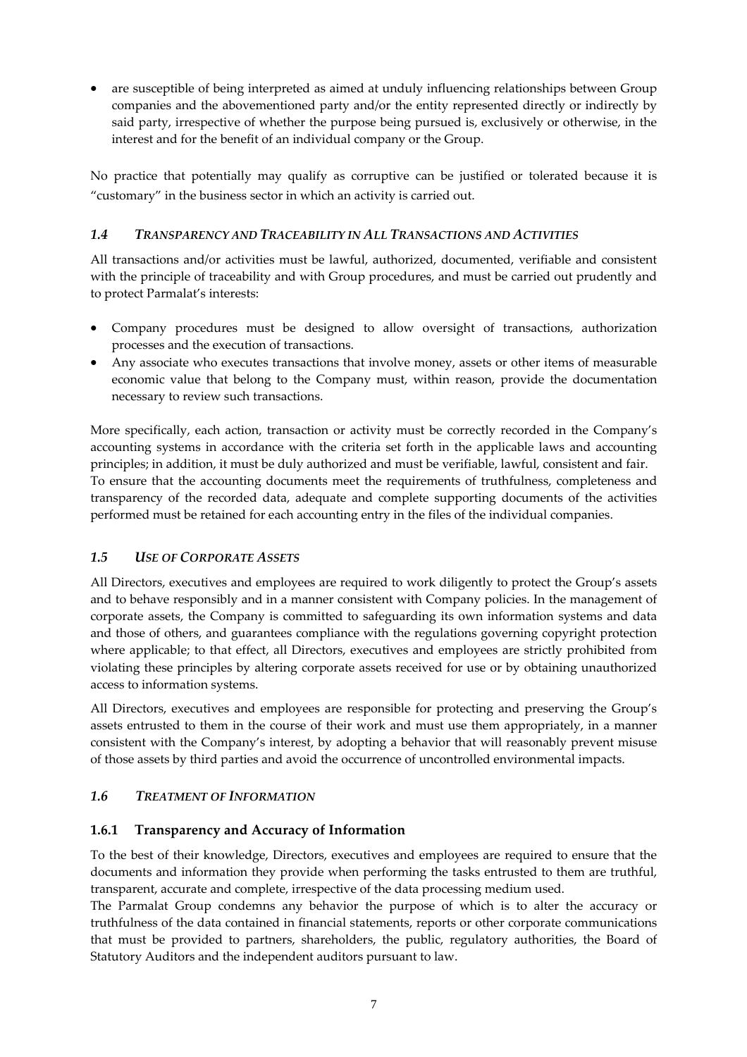- are susceptible of being interpreted as aimed at unduly influencing relationships between Group companies and the abovementioned party and/or the entity represented directly or indirectly by said party, irrespective of whether the purpose being pursued is, exclusively or otherwise, in the interest and for the benefit of an individual company or the Group.

No practice that potentially may qualify as corruptive can be justified or tolerated because it is "customary" in the business sector in which an activity is carried out.

### *1.4 TRANSPARENCY AND TRACEABILITY IN ALL TRANSACTIONS AND ACTIVITIES*

All transactions and/or activities must be lawful, authorized, documented, verifiable and consistent with the principle of traceability and with Group procedures, and must be carried out prudently and to protect Parmalat's interests:

- Company procedures must be designed to allow oversight of transactions, authorization processes and the execution of transactions.
- Any associate who executes transactions that involve money, assets or other items of measurable economic value that belong to the Company must, within reason, provide the documentation necessary to review such transactions.

More specifically, each action, transaction or activity must be correctly recorded in the Company's accounting systems in accordance with the criteria set forth in the applicable laws and accounting principles; in addition, it must be duly authorized and must be verifiable, lawful, consistent and fair.
To ensure that the accounting documents meet the requirements of truthfulness, completeness and transparency of the recorded data, adequate and complete supporting documents of the activities performed must be retained for each accounting entry in the files of the individual companies.

### *1.5 USE OF CORPORATE ASSETS*

All Directors, executives and employees are required to work diligently to protect the Group's assets and to behave responsibly and in a manner consistent with Company policies. In the management of corporate assets, the Company is committed to safeguarding its own information systems and data and those of others, and guarantees compliance with the regulations governing copyright protection where applicable; to that effect, all Directors, executives and employees are strictly prohibited from violating these principles by altering corporate assets received for use or by obtaining unauthorized access to information systems.

All Directors, executives and employees are responsible for protecting and preserving the Group's assets entrusted to them in the course of their work and must use them appropriately, in a manner consistent with the Company's interest, by adopting a behavior that will reasonably prevent misuse of those assets by third parties and avoid the occurrence of uncontrolled environmental impacts.

### *1.6 TREATMENT OF INFORMATION*

#### **1.6.1 Transparency and Accuracy of Information**

To the best of their knowledge, Directors, executives and employees are required to ensure that the documents and information they provide when performing the tasks entrusted to them are truthful, transparent, accurate and complete, irrespective of the data processing medium used.
The Parmalat Group condemns any behavior the purpose of which is to alter the accuracy or truthfulness of the data contained in financial statements, reports or other corporate communications that must be provided to partners, shareholders, the public, regulatory authorities, the Board of Statutory Auditors and the independent auditors pursuant to law.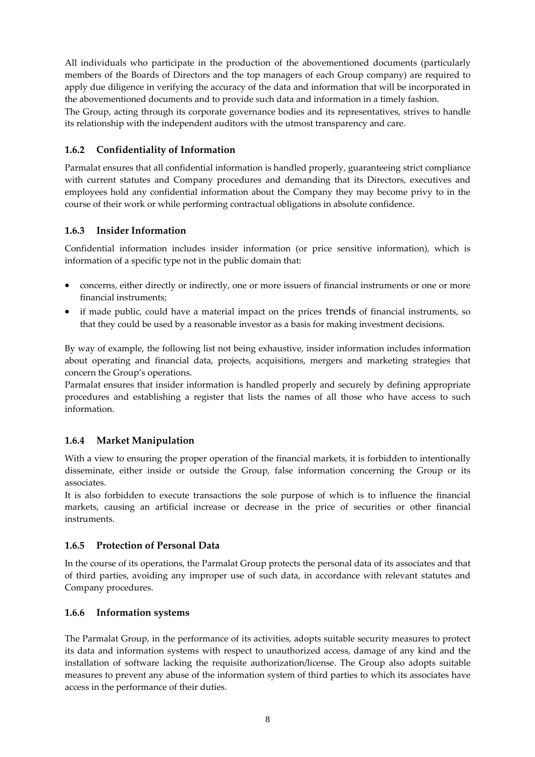All individuals who participate in the production of the abovementioned documents (particularly members of the Boards of Directors and the top managers of each Group company) are required to apply due diligence in verifying the accuracy of the data and information that will be incorporated in the abovementioned documents and to provide such data and information in a timely fashion.

The Group, acting through its corporate governance bodies and its representatives, strives to handle its relationship with the independent auditors with the utmost transparency and care.

### 1.6.2 Confidentiality of Information

Parmalat ensures that all confidential information is handled properly, guaranteeing strict compliance with current statutes and Company procedures and demanding that its Directors, executives and employees hold any confidential information about the Company they may become privy to in the course of their work or while performing contractual obligations in absolute confidence.

### 1.6.3 Insider Information

Confidential information includes insider information (or price sensitive information), which is information of a specific type not in the public domain that:

- concerns, either directly or indirectly, one or more issuers of financial instruments or one or more financial instruments;
- if made public, could have a material impact on the prices trends of financial instruments, so that they could be used by a reasonable investor as a basis for making investment decisions.

By way of example, the following list not being exhaustive, insider information includes information about operating and financial data, projects, acquisitions, mergers and marketing strategies that concern the Group's operations.

Parmalat ensures that insider information is handled properly and securely by defining appropriate procedures and establishing a register that lists the names of all those who have access to such information.

### 1.6.4 Market Manipulation

With a view to ensuring the proper operation of the financial markets, it is forbidden to intentionally disseminate, either inside or outside the Group, false information concerning the Group or its associates.

It is also forbidden to execute transactions the sole purpose of which is to influence the financial markets, causing an artificial increase or decrease in the price of securities or other financial instruments.

### 1.6.5 Protection of Personal Data

In the course of its operations, the Parmalat Group protects the personal data of its associates and that of third parties, avoiding any improper use of such data, in accordance with relevant statutes and Company procedures.

### 1.6.6 Information systems

The Parmalat Group, in the performance of its activities, adopts suitable security measures to protect its data and information systems with respect to unauthorized access, damage of any kind and the installation of software lacking the requisite authorization/license. The Group also adopts suitable measures to prevent any abuse of the information system of third parties to which its associates have access in the performance of their duties.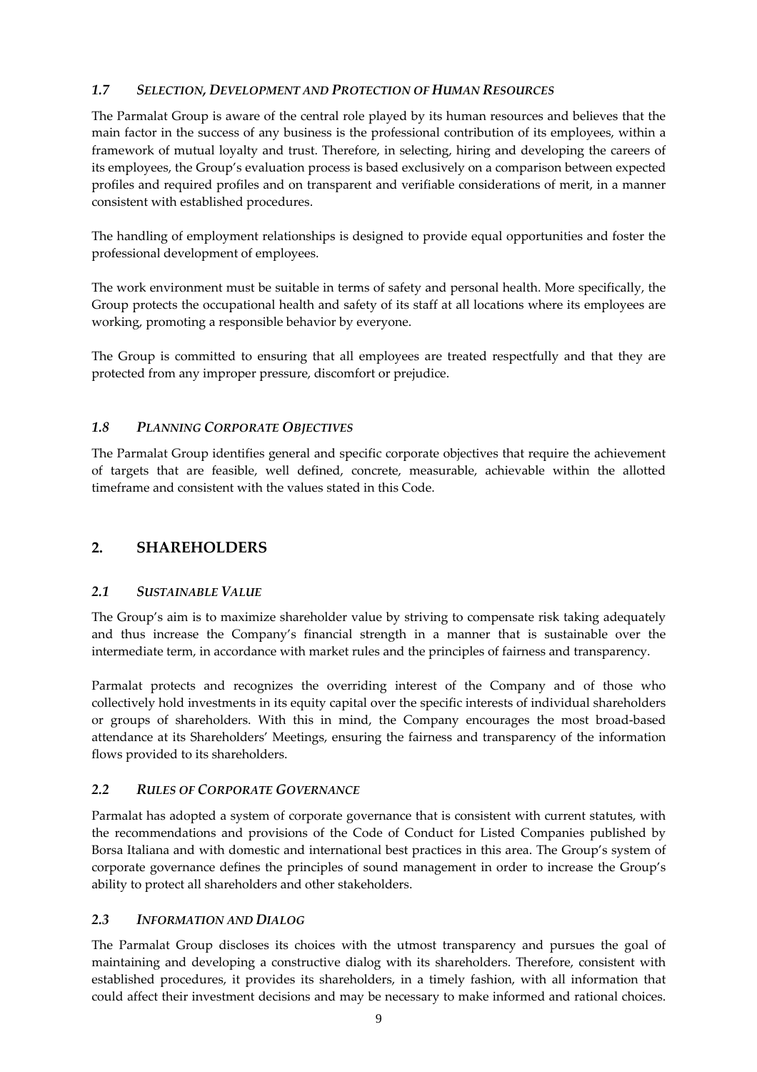### *1.7 SELECTION, DEVELOPMENT AND PROTECTION OF HUMAN RESOURCES*

The Parmalat Group is aware of the central role played by its human resources and believes that the main factor in the success of any business is the professional contribution of its employees, within a framework of mutual loyalty and trust. Therefore, in selecting, hiring and developing the careers of its employees, the Group's evaluation process is based exclusively on a comparison between expected profiles and required profiles and on transparent and verifiable considerations of merit, in a manner consistent with established procedures.

The handling of employment relationships is designed to provide equal opportunities and foster the professional development of employees.

The work environment must be suitable in terms of safety and personal health. More specifically, the Group protects the occupational health and safety of its staff at all locations where its employees are working, promoting a responsible behavior by everyone.

The Group is committed to ensuring that all employees are treated respectfully and that they are protected from any improper pressure, discomfort or prejudice.

### *1.8 PLANNING CORPORATE OBJECTIVES*

The Parmalat Group identifies general and specific corporate objectives that require the achievement of targets that are feasible, well defined, concrete, measurable, achievable within the allotted timeframe and consistent with the values stated in this Code.

## 2. SHAREHOLDERS

### *2.1 SUSTAINABLE VALUE*

The Group's aim is to maximize shareholder value by striving to compensate risk taking adequately and thus increase the Company's financial strength in a manner that is sustainable over the intermediate term, in accordance with market rules and the principles of fairness and transparency.

Parmalat protects and recognizes the overriding interest of the Company and of those who collectively hold investments in its equity capital over the specific interests of individual shareholders or groups of shareholders. With this in mind, the Company encourages the most broad-based attendance at its Shareholders' Meetings, ensuring the fairness and transparency of the information flows provided to its shareholders.

### *2.2 RULES OF CORPORATE GOVERNANCE*

Parmalat has adopted a system of corporate governance that is consistent with current statutes, with the recommendations and provisions of the Code of Conduct for Listed Companies published by Borsa Italiana and with domestic and international best practices in this area. The Group's system of corporate governance defines the principles of sound management in order to increase the Group's ability to protect all shareholders and other stakeholders.

### *2.3 INFORMATION AND DIALOG*

The Parmalat Group discloses its choices with the utmost transparency and pursues the goal of maintaining and developing a constructive dialog with its shareholders. Therefore, consistent with established procedures, it provides its shareholders, in a timely fashion, with all information that could affect their investment decisions and may be necessary to make informed and rational choices.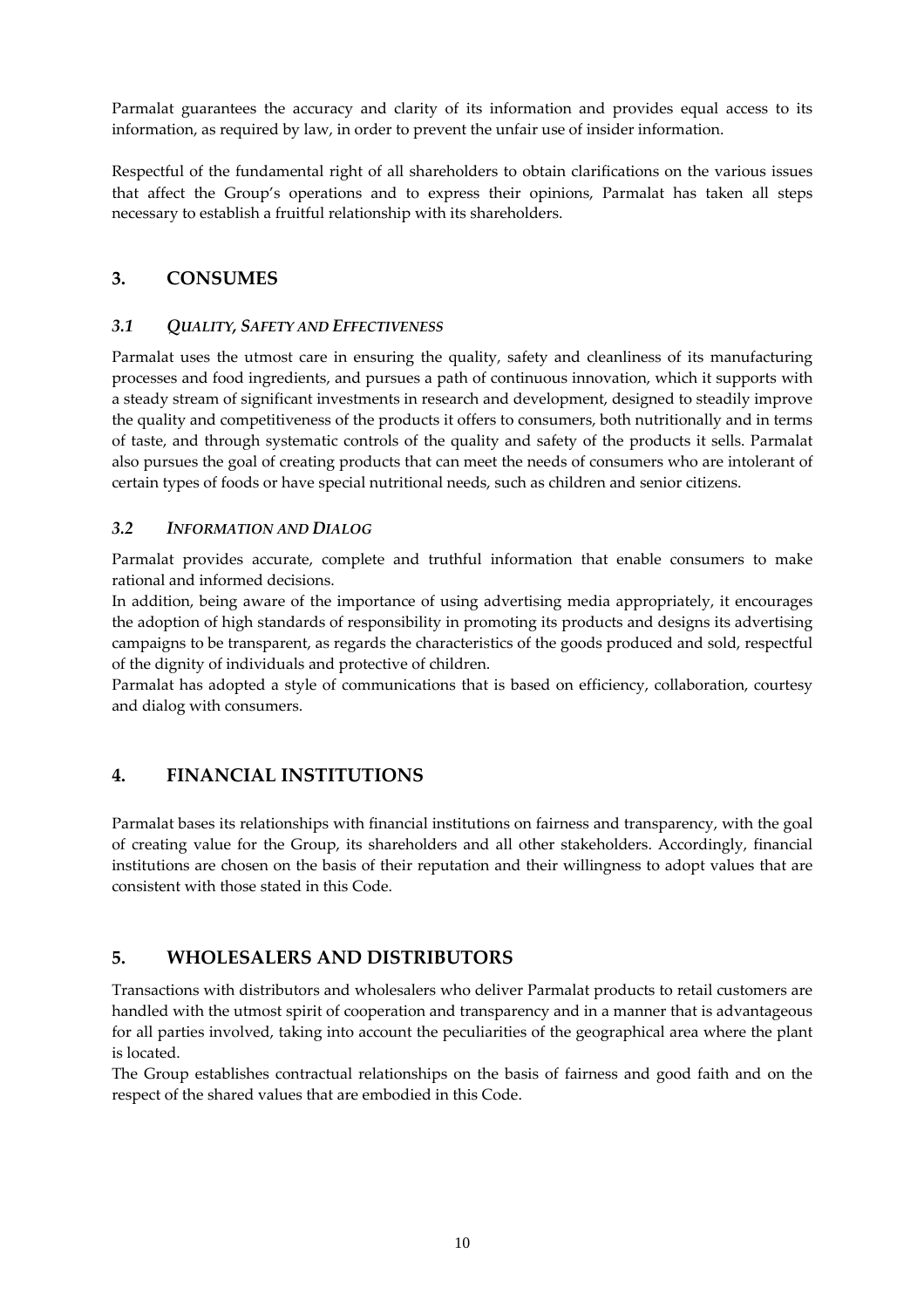Parmalat guarantees the accuracy and clarity of its information and provides equal access to its information, as required by law, in order to prevent the unfair use of insider information.

Respectful of the fundamental right of all shareholders to obtain clarifications on the various issues that affect the Group's operations and to express their opinions, Parmalat has taken all steps necessary to establish a fruitful relationship with its shareholders.

## 3. CONSUMES

### *3.1 QUALITY, SAFETY AND EFFECTIVENESS*

Parmalat uses the utmost care in ensuring the quality, safety and cleanliness of its manufacturing processes and food ingredients, and pursues a path of continuous innovation, which it supports with a steady stream of significant investments in research and development, designed to steadily improve the quality and competitiveness of the products it offers to consumers, both nutritionally and in terms of taste, and through systematic controls of the quality and safety of the products it sells. Parmalat also pursues the goal of creating products that can meet the needs of consumers who are intolerant of certain types of foods or have special nutritional needs, such as children and senior citizens.

### *3.2 INFORMATION AND DIALOG*

Parmalat provides accurate, complete and truthful information that enable consumers to make rational and informed decisions.

In addition, being aware of the importance of using advertising media appropriately, it encourages the adoption of high standards of responsibility in promoting its products and designs its advertising campaigns to be transparent, as regards the characteristics of the goods produced and sold, respectful of the dignity of individuals and protective of children.

Parmalat has adopted a style of communications that is based on efficiency, collaboration, courtesy and dialog with consumers.

## 4. FINANCIAL INSTITUTIONS

Parmalat bases its relationships with financial institutions on fairness and transparency, with the goal of creating value for the Group, its shareholders and all other stakeholders. Accordingly, financial institutions are chosen on the basis of their reputation and their willingness to adopt values that are consistent with those stated in this Code.

## 5. WHOLESALERS AND DISTRIBUTORS

Transactions with distributors and wholesalers who deliver Parmalat products to retail customers are handled with the utmost spirit of cooperation and transparency and in a manner that is advantageous for all parties involved, taking into account the peculiarities of the geographical area where the plant is located.

The Group establishes contractual relationships on the basis of fairness and good faith and on the respect of the shared values that are embodied in this Code.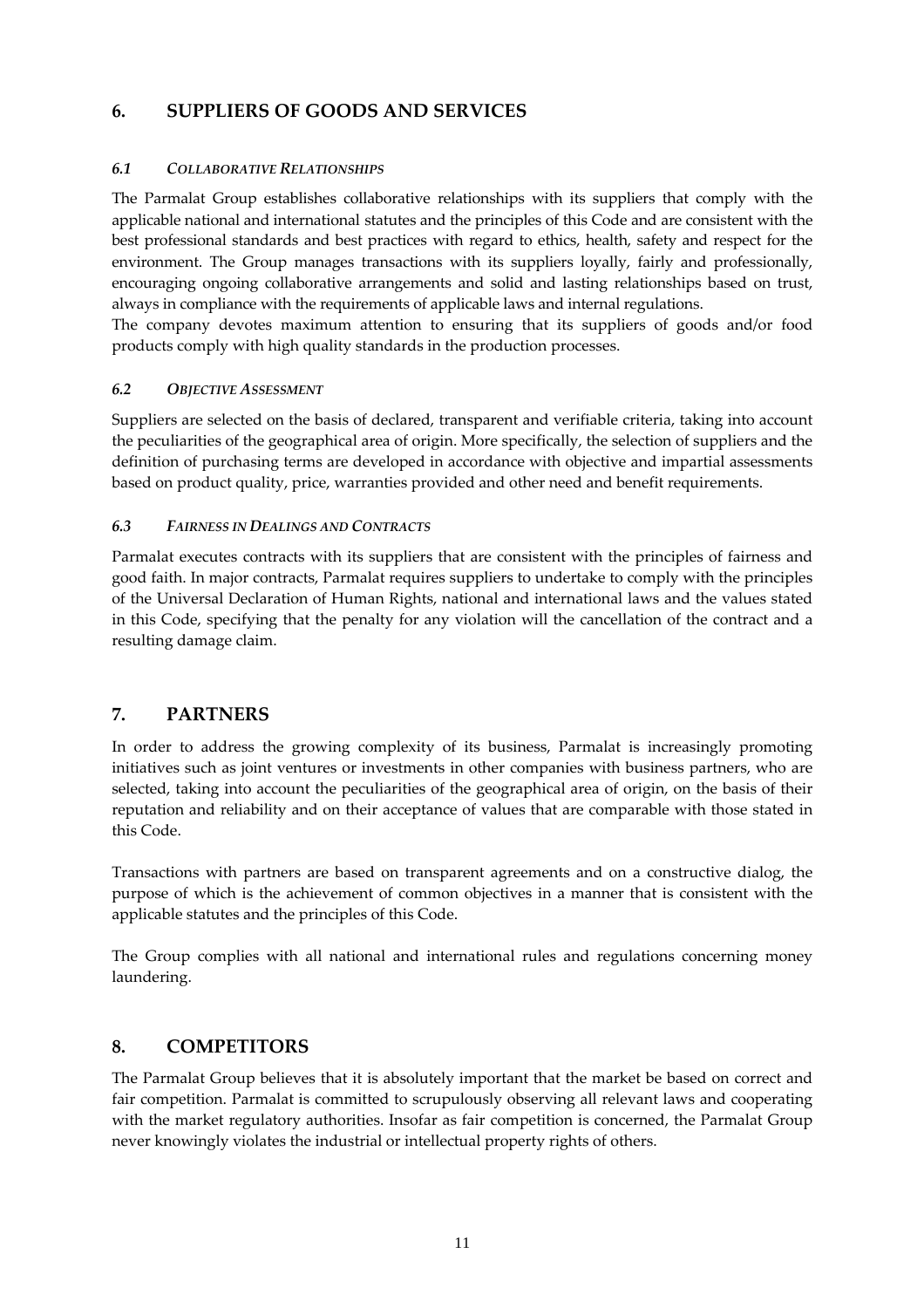## 6. SUPPLIERS OF GOODS AND SERVICES

### *6.1 COLLABORATIVE RELATIONSHIPS*

The Parmalat Group establishes collaborative relationships with its suppliers that comply with the applicable national and international statutes and the principles of this Code and are consistent with the best professional standards and best practices with regard to ethics, health, safety and respect for the environment. The Group manages transactions with its suppliers loyally, fairly and professionally, encouraging ongoing collaborative arrangements and solid and lasting relationships based on trust, always in compliance with the requirements of applicable laws and internal regulations.
The company devotes maximum attention to ensuring that its suppliers of goods and/or food products comply with high quality standards in the production processes.

### *6.2 OBJECTIVE ASSESSMENT*

Suppliers are selected on the basis of declared, transparent and verifiable criteria, taking into account the peculiarities of the geographical area of origin. More specifically, the selection of suppliers and the definition of purchasing terms are developed in accordance with objective and impartial assessments based on product quality, price, warranties provided and other need and benefit requirements.

### *6.3 FAIRNESS IN DEALINGS AND CONTRACTS*

Parmalat executes contracts with its suppliers that are consistent with the principles of fairness and good faith. In major contracts, Parmalat requires suppliers to undertake to comply with the principles of the Universal Declaration of Human Rights, national and international laws and the values stated in this Code, specifying that the penalty for any violation will the cancellation of the contract and a resulting damage claim.

## 7. PARTNERS

In order to address the growing complexity of its business, Parmalat is increasingly promoting initiatives such as joint ventures or investments in other companies with business partners, who are selected, taking into account the peculiarities of the geographical area of origin, on the basis of their reputation and reliability and on their acceptance of values that are comparable with those stated in this Code.

Transactions with partners are based on transparent agreements and on a constructive dialog, the purpose of which is the achievement of common objectives in a manner that is consistent with the applicable statutes and the principles of this Code.

The Group complies with all national and international rules and regulations concerning money laundering.

## 8. COMPETITORS

The Parmalat Group believes that it is absolutely important that the market be based on correct and fair competition. Parmalat is committed to scrupulously observing all relevant laws and cooperating with the market regulatory authorities. Insofar as fair competition is concerned, the Parmalat Group never knowingly violates the industrial or intellectual property rights of others.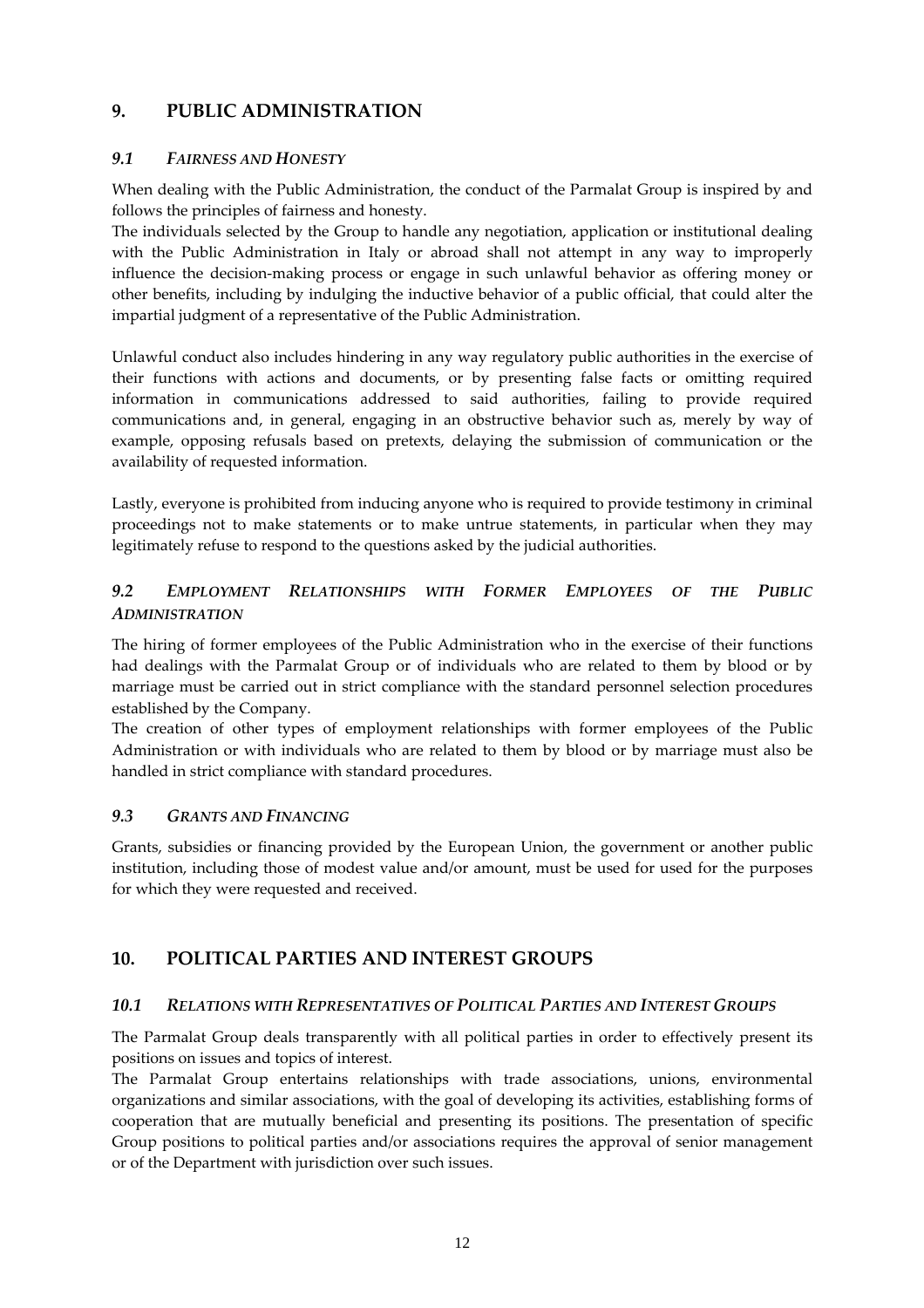## 9. PUBLIC ADMINISTRATION

### *9.1 FAIRNESS AND HONESTY*

When dealing with the Public Administration, the conduct of the Parmalat Group is inspired by and follows the principles of fairness and honesty.

The individuals selected by the Group to handle any negotiation, application or institutional dealing with the Public Administration in Italy or abroad shall not attempt in any way to improperly influence the decision-making process or engage in such unlawful behavior as offering money or other benefits, including by indulging the inductive behavior of a public official, that could alter the impartial judgment of a representative of the Public Administration.

Unlawful conduct also includes hindering in any way regulatory public authorities in the exercise of their functions with actions and documents, or by presenting false facts or omitting required information in communications addressed to said authorities, failing to provide required communications and, in general, engaging in an obstructive behavior such as, merely by way of example, opposing refusals based on pretexts, delaying the submission of communication or the availability of requested information.

Lastly, everyone is prohibited from inducing anyone who is required to provide testimony in criminal proceedings not to make statements or to make untrue statements, in particular when they may legitimately refuse to respond to the questions asked by the judicial authorities.

### *9.2 EMPLOYMENT RELATIONSHIPS WITH FORMER EMPLOYEES OF THE PUBLIC ADMINISTRATION*

The hiring of former employees of the Public Administration who in the exercise of their functions had dealings with the Parmalat Group or of individuals who are related to them by blood or by marriage must be carried out in strict compliance with the standard personnel selection procedures established by the Company.

The creation of other types of employment relationships with former employees of the Public Administration or with individuals who are related to them by blood or by marriage must also be handled in strict compliance with standard procedures.

### *9.3 GRANTS AND FINANCING*

Grants, subsidies or financing provided by the European Union, the government or another public institution, including those of modest value and/or amount, must be used for used for the purposes for which they were requested and received.

## 10. POLITICAL PARTIES AND INTEREST GROUPS

### *10.1 RELATIONS WITH REPRESENTATIVES OF POLITICAL PARTIES AND INTEREST GROUPS*

The Parmalat Group deals transparently with all political parties in order to effectively present its positions on issues and topics of interest.

The Parmalat Group entertains relationships with trade associations, unions, environmental organizations and similar associations, with the goal of developing its activities, establishing forms of cooperation that are mutually beneficial and presenting its positions. The presentation of specific Group positions to political parties and/or associations requires the approval of senior management or of the Department with jurisdiction over such issues.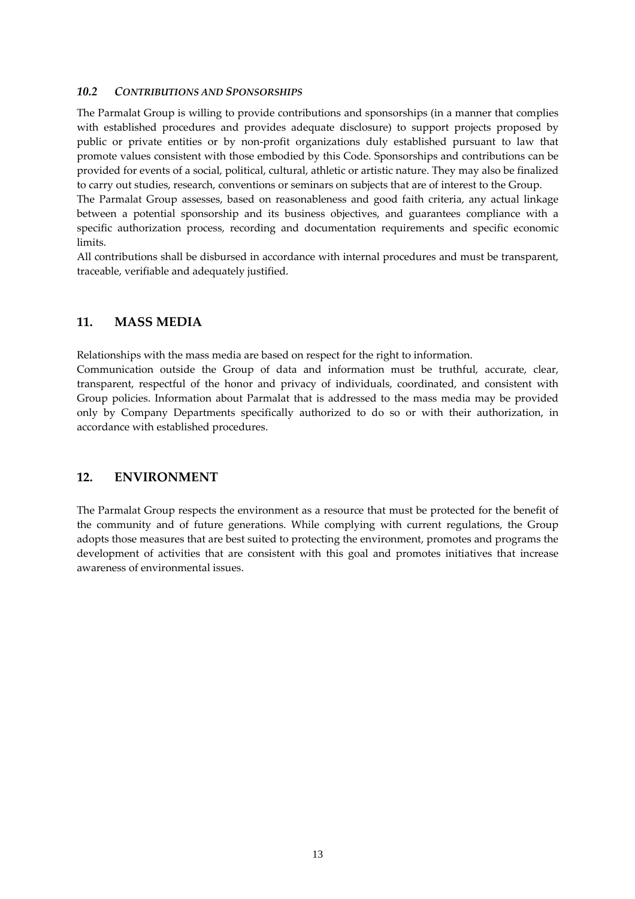### *10.2 CONTRIBUTIONS AND SPONSORSHIPS*

The Parmalat Group is willing to provide contributions and sponsorships (in a manner that complies with established procedures and provides adequate disclosure) to support projects proposed by public or private entities or by non-profit organizations duly established pursuant to law that promote values consistent with those embodied by this Code. Sponsorships and contributions can be provided for events of a social, political, cultural, athletic or artistic nature. They may also be finalized to carry out studies, research, conventions or seminars on subjects that are of interest to the Group.

The Parmalat Group assesses, based on reasonableness and good faith criteria, any actual linkage between a potential sponsorship and its business objectives, and guarantees compliance with a specific authorization process, recording and documentation requirements and specific economic limits.

All contributions shall be disbursed in accordance with internal procedures and must be transparent, traceable, verifiable and adequately justified.

## 11. MASS MEDIA

Relationships with the mass media are based on respect for the right to information.

Communication outside the Group of data and information must be truthful, accurate, clear, transparent, respectful of the honor and privacy of individuals, coordinated, and consistent with Group policies. Information about Parmalat that is addressed to the mass media may be provided only by Company Departments specifically authorized to do so or with their authorization, in accordance with established procedures.

## 12. ENVIRONMENT

The Parmalat Group respects the environment as a resource that must be protected for the benefit of the community and of future generations. While complying with current regulations, the Group adopts those measures that are best suited to protecting the environment, promotes and programs the development of activities that are consistent with this goal and promotes initiatives that increase awareness of environmental issues.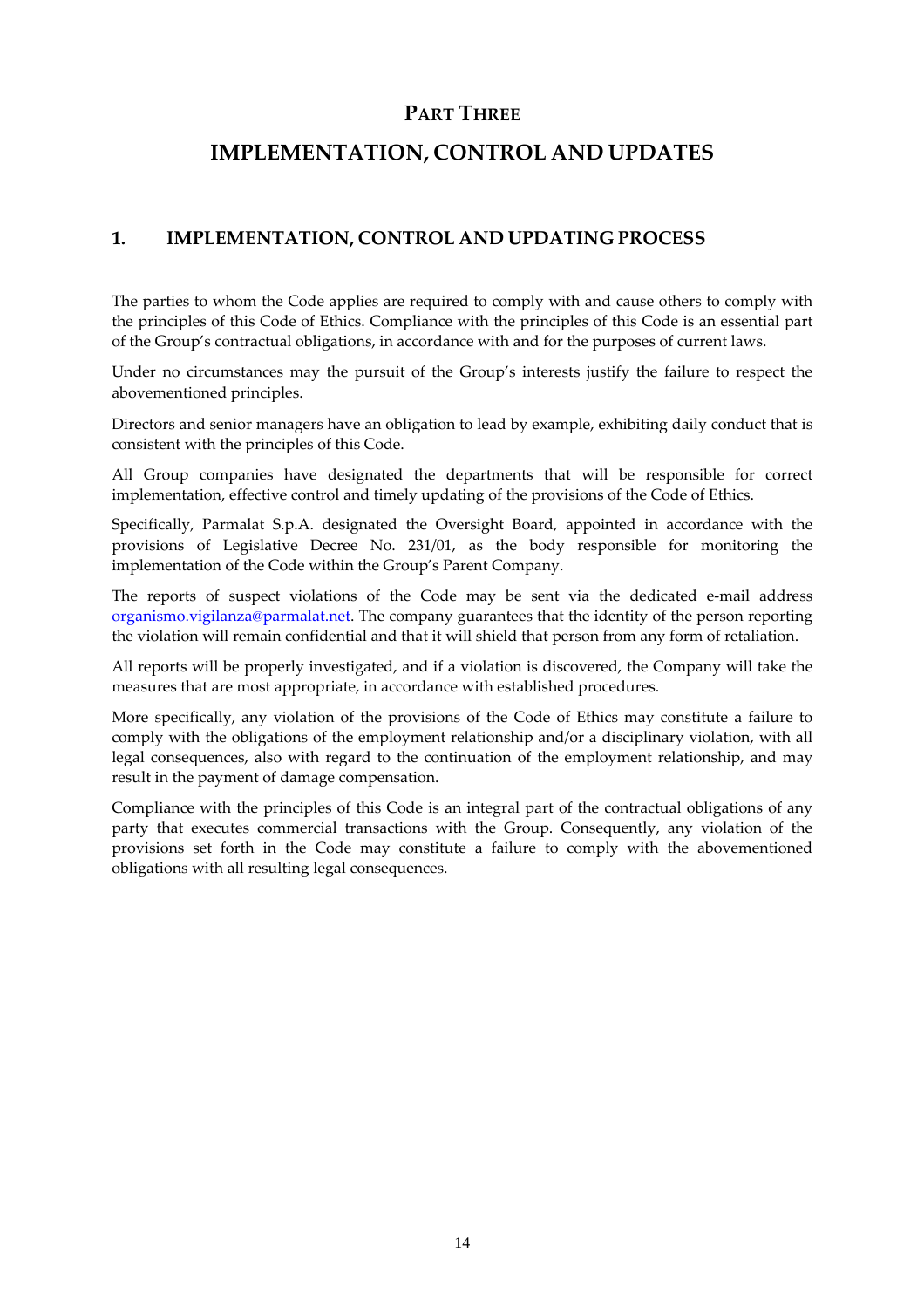# PART THREE

# IMPLEMENTATION, CONTROL AND UPDATES

## 1. IMPLEMENTATION, CONTROL AND UPDATING PROCESS

The parties to whom the Code applies are required to comply with and cause others to comply with the principles of this Code of Ethics. Compliance with the principles of this Code is an essential part of the Group's contractual obligations, in accordance with and for the purposes of current laws.

Under no circumstances may the pursuit of the Group's interests justify the failure to respect the abovementioned principles.

Directors and senior managers have an obligation to lead by example, exhibiting daily conduct that is consistent with the principles of this Code.

All Group companies have designated the departments that will be responsible for correct implementation, effective control and timely updating of the provisions of the Code of Ethics.

Specifically, Parmalat S.p.A. designated the Oversight Board, appointed in accordance with the provisions of Legislative Decree No. 231/01, as the body responsible for monitoring the implementation of the Code within the Group's Parent Company.

The reports of suspect violations of the Code may be sent via the dedicated e-mail address organismo.vigilanza@parmalat.net. The company guarantees that the identity of the person reporting the violation will remain confidential and that it will shield that person from any form of retaliation.

All reports will be properly investigated, and if a violation is discovered, the Company will take the measures that are most appropriate, in accordance with established procedures.

More specifically, any violation of the provisions of the Code of Ethics may constitute a failure to comply with the obligations of the employment relationship and/or a disciplinary violation, with all legal consequences, also with regard to the continuation of the employment relationship, and may result in the payment of damage compensation.

Compliance with the principles of this Code is an integral part of the contractual obligations of any party that executes commercial transactions with the Group. Consequently, any violation of the provisions set forth in the Code may constitute a failure to comply with the abovementioned obligations with all resulting legal consequences.